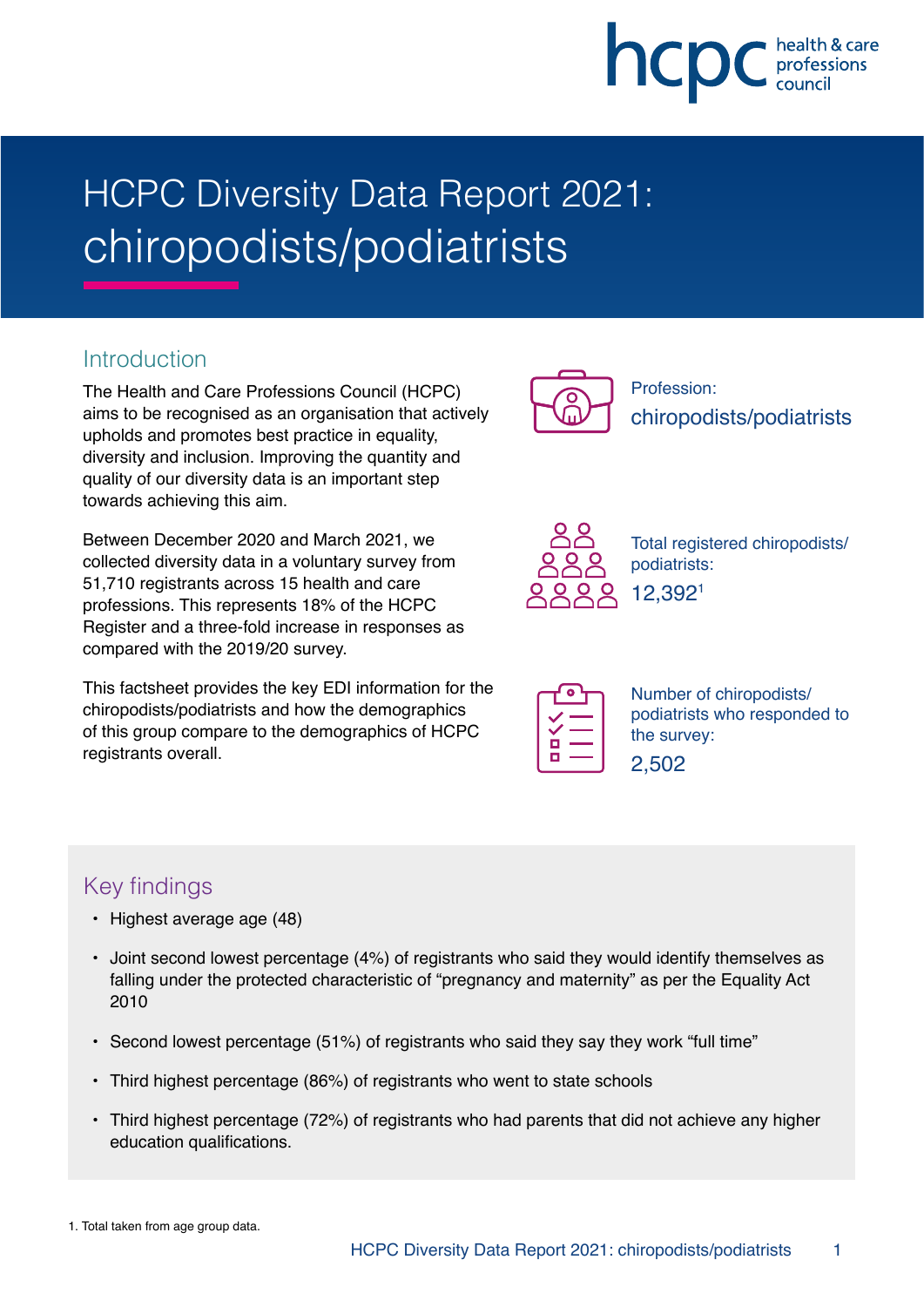# HCPC Diversity Data Report 2021: chiropodists/podiatrists

## Introduction

The Health and Care Professions Council (HCPC) aims to be recognised as an organisation that actively upholds and promotes best practice in equality, diversity and inclusion. Improving the quantity and quality of our diversity data is an important step towards achieving this aim.

Between December 2020 and March 2021, we collected diversity data in a voluntary survey from 51,710 registrants across 15 health and care professions. This represents 18% of the HCPC Register and a three-fold increase in responses as compared with the 2019/20 survey.

This factsheet provides the key EDI information for the chiropodists/podiatrists and how the demographics of this group compare to the demographics of HCPC registrants overall.

Profession:
chiropodists/podiatrists

Total registered chiropodists/podiatrists:
12,392[1]

Number of chiropodists/podiatrists who responded to the survey:
2,502

## Key findings

- Highest average age (48)
- Joint second lowest percentage (4%) of registrants who said they would identify themselves as falling under the protected characteristic of "pregnancy and maternity" as per the Equality Act 2010
- Second lowest percentage (51%) of registrants who said they say they work "full time"
- Third highest percentage (86%) of registrants who went to state schools
- Third highest percentage (72%) of registrants who had parents that did not achieve any higher education qualifications.

1. Total taken from age group data.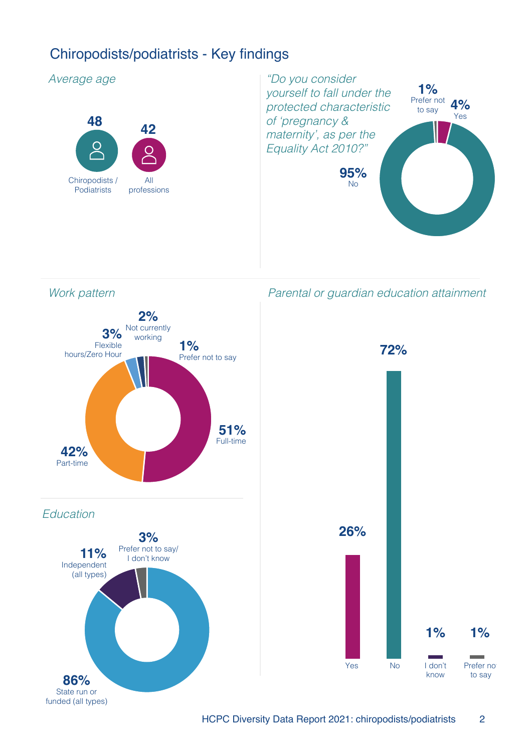## Chiropodists/podiatrists - Key findings

*Average age*

**48** Chiropodists / Podiatrists

**42** All professions

*"Do you consider yourself to fall under the protected characteristic of 'pregnancy & maternity', as per the Equality Act 2010?"*

**1%** Prefer not to say

**4%** Yes

**95%** No

*Work pattern*

**2%** Not currently working

**3%** Flexible hours/Zero Hour

**1%** Prefer not to say

**51%** Full-time

**42%** Part-time

*Parental or guardian education attainment*

**26%** Yes

**72%** No

**1%** I don't know

**1%** Prefer not to say

*Education*

**3%** Prefer not to say/ I don't know

**11%** Independent (all types)

**86%** State run or funded (all types)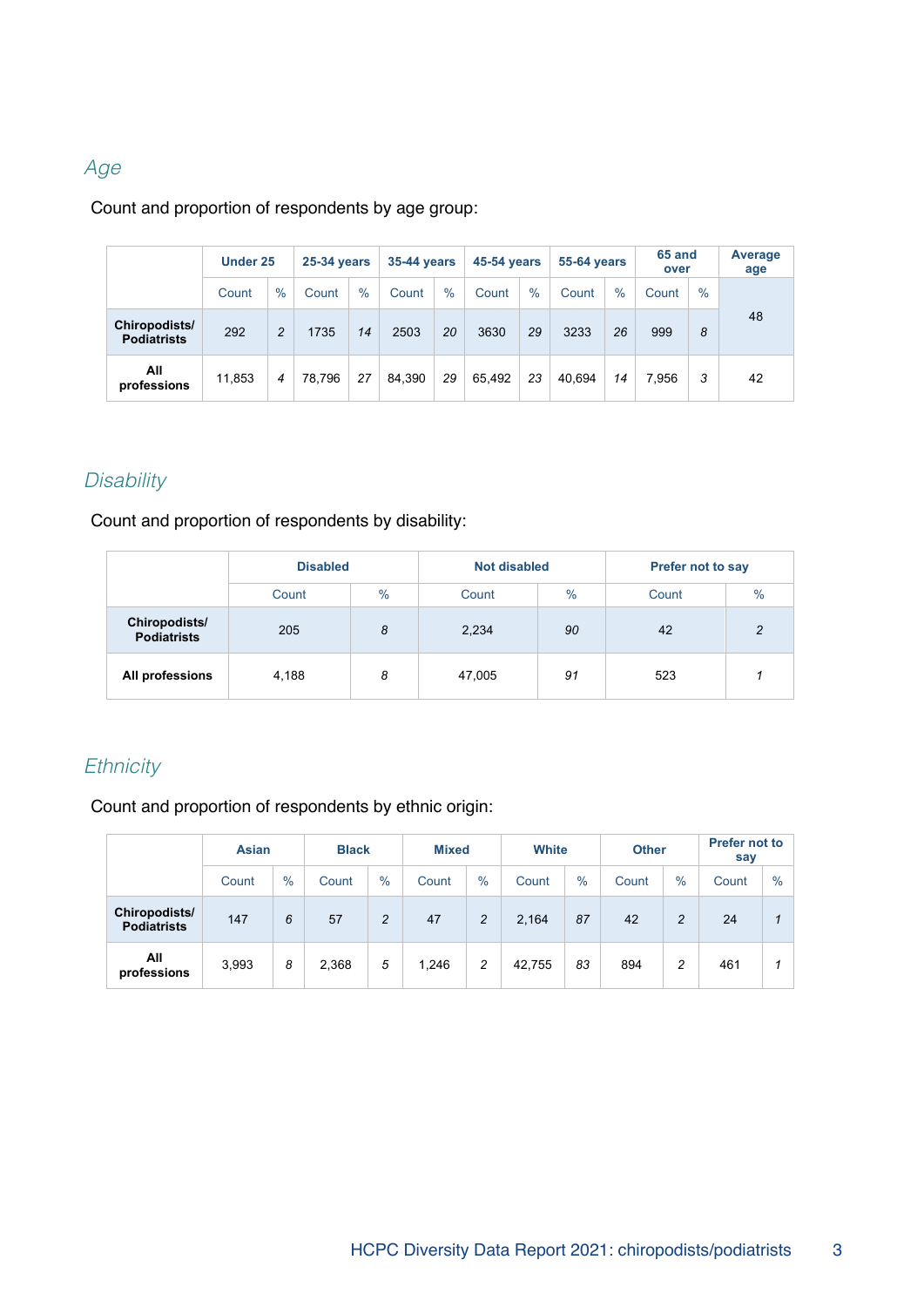## *Age*

Count and proportion of respondents by age group:

| | Under 25 | | 25-34 years | | 35-44 years | | 45-54 years | | 55-64 years | | 65 and over | | Average age |
|---|---|---|---|---|---|---|---|---|---|---|---|---|---|
| | Count | % | Count | % | Count | % | Count | % | Count | % | Count | % | |
| **Chiropodists/ Podiatrists** | 292 | *2* | 1735 | *14* | 2503 | *20* | 3630 | *29* | 3233 | *26* | 999 | *8* | 48 |
| **All professions** | 11,853 | *4* | 78,796 | *27* | 84,390 | *29* | 65,492 | *23* | 40,694 | *14* | 7,956 | *3* | 42 |

## *Disability*

Count and proportion of respondents by disability:

| | Disabled | | Not disabled | | Prefer not to say | |
|---|---|---|---|---|---|---|
| | Count | % | Count | % | Count | % |
| **Chiropodists/ Podiatrists** | 205 | *8* | 2,234 | *90* | 42 | *2* |
| **All professions** | 4,188 | *8* | 47,005 | *91* | 523 | *1* |

## *Ethnicity*

Count and proportion of respondents by ethnic origin:

| | Asian | | Black | | Mixed | | White | | Other | | Prefer not to say | |
|---|---|---|---|---|---|---|---|---|---|---|---|---|
| | Count | % | Count | % | Count | % | Count | % | Count | % | Count | % |
| **Chiropodists/ Podiatrists** | 147 | *6* | 57 | *2* | 47 | *2* | 2,164 | *87* | 42 | *2* | 24 | *1* |
| **All professions** | 3,993 | *8* | 2,368 | *5* | 1,246 | *2* | 42,755 | *83* | 894 | *2* | 461 | *1* |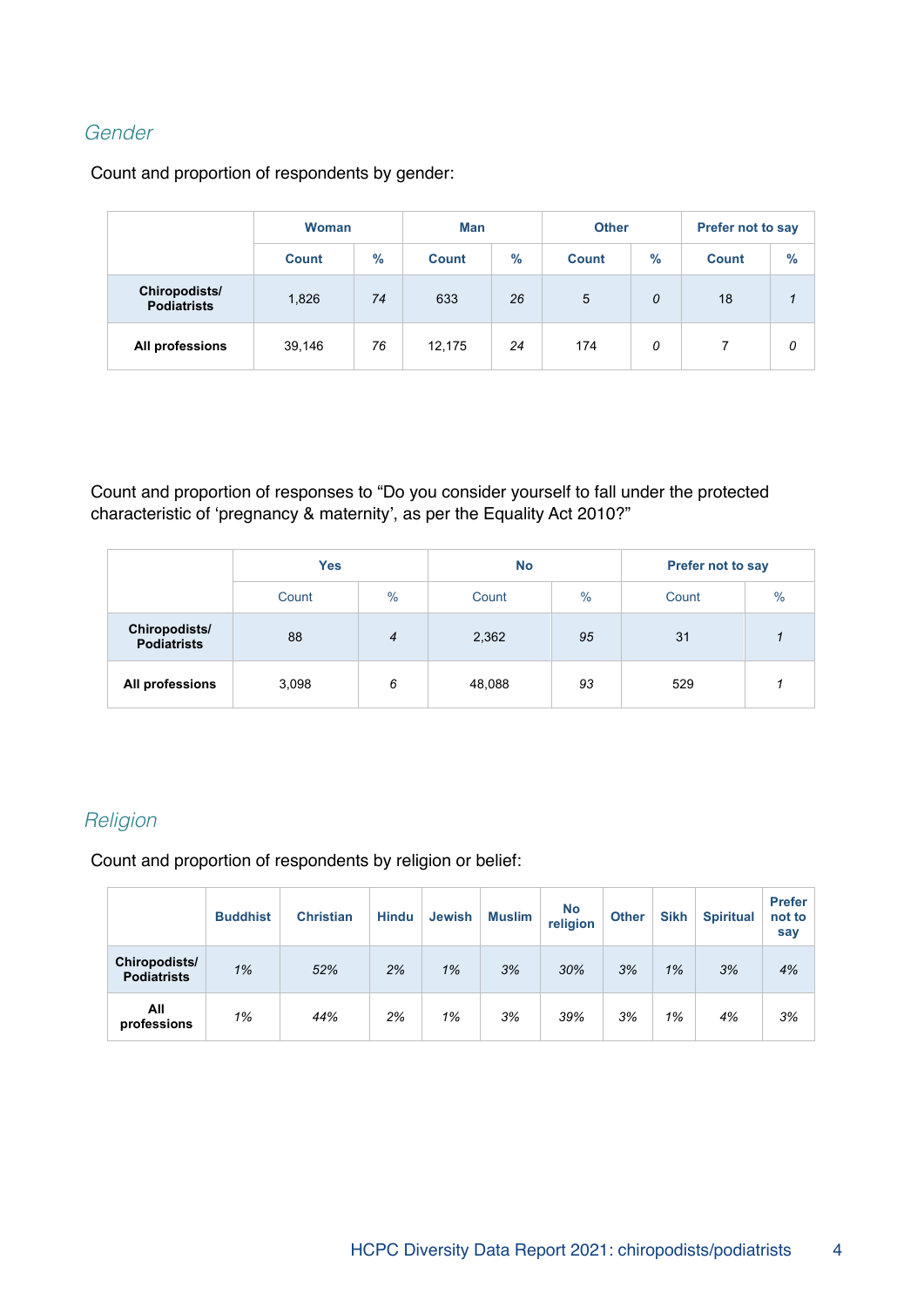## Gender

Count and proportion of respondents by gender:

| | Woman | | Man | | Other | | Prefer not to say | |
|---|---|---|---|---|---|---|---|---|
| | Count | % | Count | % | Count | % | Count | % |
| **Chiropodists/ Podiatrists** | 1,826 | *74* | 633 | *26* | 5 | *0* | 18 | *1* |
| **All professions** | 39,146 | *76* | 12,175 | *24* | 174 | *0* | 7 | *0* |

Count and proportion of responses to “Do you consider yourself to fall under the protected characteristic of ‘pregnancy & maternity’, as per the Equality Act 2010?”

| | Yes | | No | | Prefer not to say | |
|---|---|---|---|---|---|---|
| | Count | % | Count | % | Count | % |
| **Chiropodists/ Podiatrists** | 88 | *4* | 2,362 | *95* | 31 | *1* |
| **All professions** | 3,098 | *6* | 48,088 | *93* | 529 | *1* |

## Religion

Count and proportion of respondents by religion or belief:

| | Buddhist | Christian | Hindu | Jewish | Muslim | No religion | Other | Sikh | Spiritual | Prefer not to say |
|---|---|---|---|---|---|---|---|---|---|---|
| **Chiropodists/ Podiatrists** | *1%* | *52%* | *2%* | *1%* | *3%* | *30%* | *3%* | *1%* | *3%* | *4%* |
| **All professions** | *1%* | *44%* | *2%* | *1%* | *3%* | *39%* | *3%* | *1%* | *4%* | *3%* |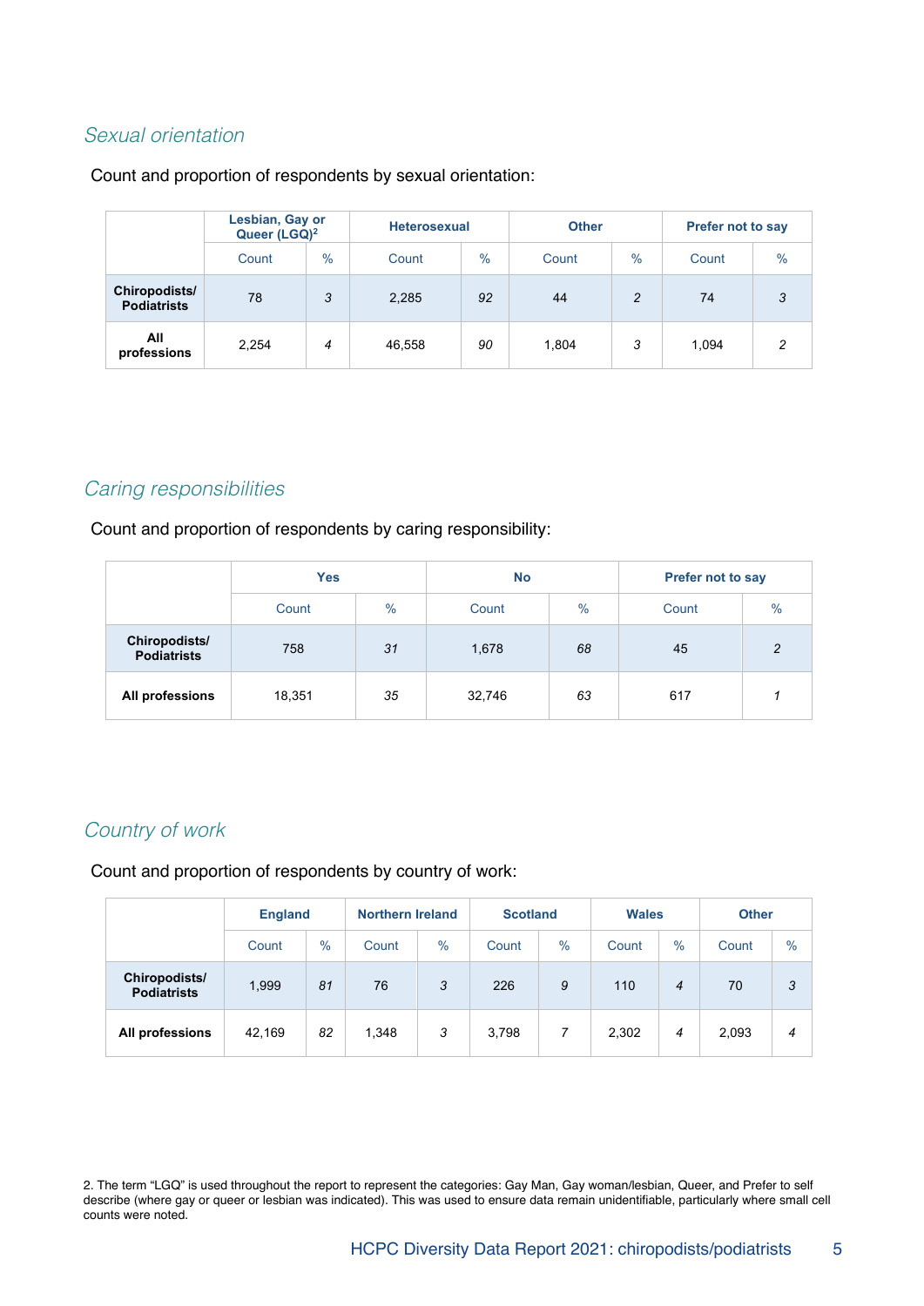## *Sexual orientation*

Count and proportion of respondents by sexual orientation:

| | Lesbian, Gay or Queer (LGQ)[2] | | Heterosexual | | Other | | Prefer not to say | |
|---|---|---|---|---|---|---|---|---|
| | Count | % | Count | % | Count | % | Count | % |
| **Chiropodists/ Podiatrists** | 78 | *3* | 2,285 | *92* | 44 | *2* | 74 | *3* |
| **All professions** | 2,254 | *4* | 46,558 | *90* | 1,804 | *3* | 1,094 | *2* |

## *Caring responsibilities*

Count and proportion of respondents by caring responsibility:

| | Yes | | No | | Prefer not to say | |
|---|---|---|---|---|---|---|
| | Count | % | Count | % | Count | % |
| **Chiropodists/ Podiatrists** | 758 | *31* | 1,678 | *68* | 45 | *2* |
| **All professions** | 18,351 | *35* | 32,746 | *63* | 617 | *1* |

## *Country of work*

Count and proportion of respondents by country of work:

| | England | | Northern Ireland | | Scotland | | Wales | | Other | |
|---|---|---|---|---|---|---|---|---|---|---|
| | Count | % | Count | % | Count | % | Count | % | Count | % |
| **Chiropodists/ Podiatrists** | 1,999 | *81* | 76 | *3* | 226 | *9* | 110 | *4* | 70 | *3* |
| **All professions** | 42,169 | *82* | 1,348 | *3* | 3,798 | *7* | 2,302 | *4* | 2,093 | *4* |

2. The term "LGQ" is used throughout the report to represent the categories: Gay Man, Gay woman/lesbian, Queer, and Prefer to self describe (where gay or queer or lesbian was indicated). This was used to ensure data remain unidentifiable, particularly where small cell counts were noted.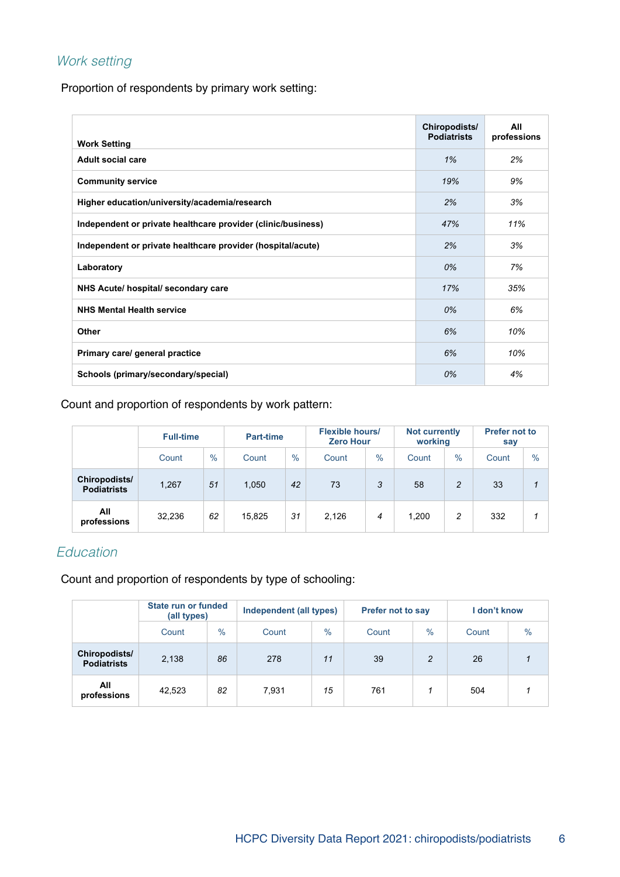## *Work setting*

Proportion of respondents by primary work setting:

| Work Setting | Chiropodists/ Podiatrists | All professions |
|---|---|---|
| Adult social care | *1%* | *2%* |
| Community service | *19%* | *9%* |
| Higher education/university/academia/research | *2%* | *3%* |
| Independent or private healthcare provider (clinic/business) | *47%* | *11%* |
| Independent or private healthcare provider (hospital/acute) | *2%* | *3%* |
| Laboratory | *0%* | *7%* |
| NHS Acute/ hospital/ secondary care | *17%* | *35%* |
| NHS Mental Health service | *0%* | *6%* |
| Other | *6%* | *10%* |
| Primary care/ general practice | *6%* | *10%* |
| Schools (primary/secondary/special) | *0%* | *4%* |

Count and proportion of respondents by work pattern:

| | Full-time | | Part-time | | Flexible hours/ Zero Hour | | Not currently working | | Prefer not to say | |
|---|---|---|---|---|---|---|---|---|---|---|
| | Count | % | Count | % | Count | % | Count | % | Count | % |
| **Chiropodists/ Podiatrists** | 1,267 | *51* | 1,050 | *42* | 73 | *3* | 58 | *2* | 33 | *1* |
| **All professions** | 32,236 | *62* | 15,825 | *31* | 2,126 | *4* | 1,200 | *2* | 332 | *1* |

## *Education*

Count and proportion of respondents by type of schooling:

| | State run or funded (all types) | | Independent (all types) | | Prefer not to say | | I don't know | |
|---|---|---|---|---|---|---|---|---|
| | Count | % | Count | % | Count | % | Count | % |
| **Chiropodists/ Podiatrists** | 2,138 | *86* | 278 | *11* | 39 | *2* | 26 | *1* |
| **All professions** | 42,523 | *82* | 7,931 | *15* | 761 | *1* | 504 | *1* |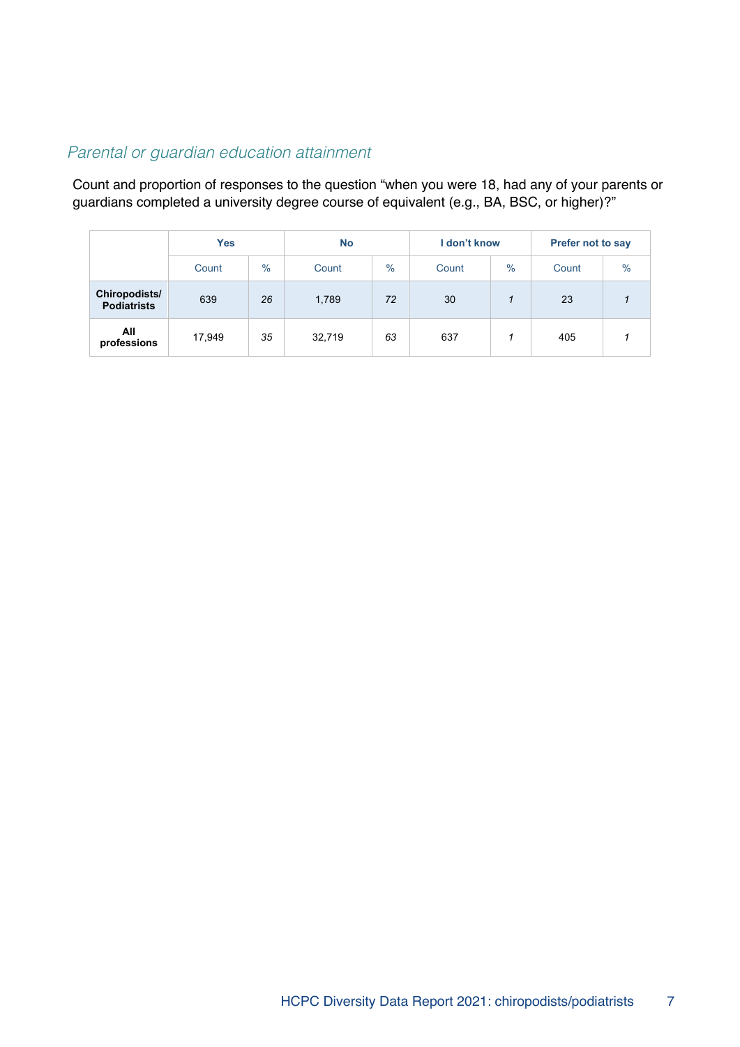*Parental or guardian education attainment*

Count and proportion of responses to the question "when you were 18, had any of your parents or guardians completed a university degree course of equivalent (e.g., BA, BSC, or higher)?"

| | Yes | | No | | I don't know | | Prefer not to say | |
|---|---|---|---|---|---|---|---|---|
| | Count | % | Count | % | Count | % | Count | % |
| **Chiropodists/ Podiatrists** | 639 | *26* | 1,789 | *72* | 30 | *1* | 23 | *1* |
| **All professions** | 17,949 | *35* | 32,719 | *63* | 637 | *1* | 405 | *1* |